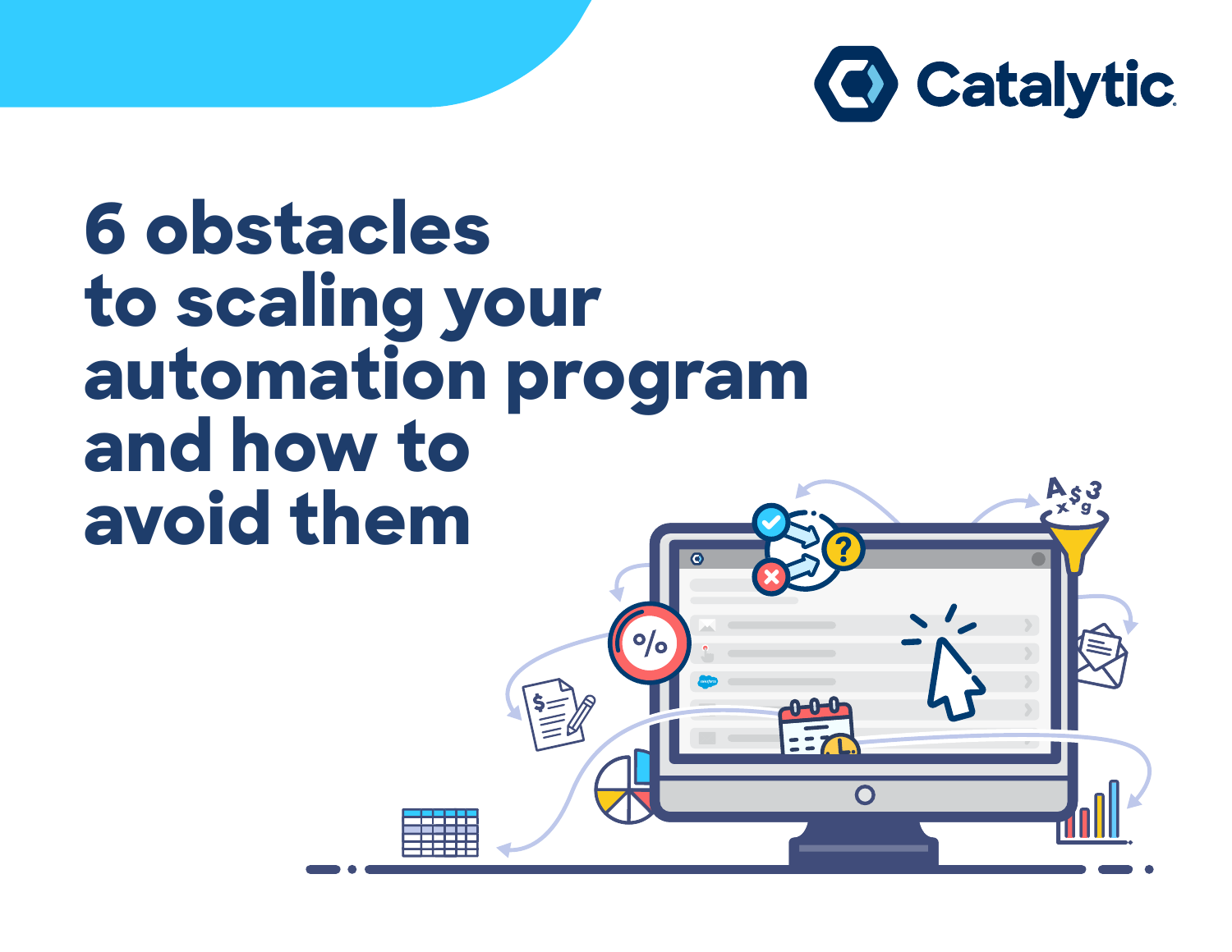Catalytic

# 6 obstacles to scaling your automation program and how to avoid them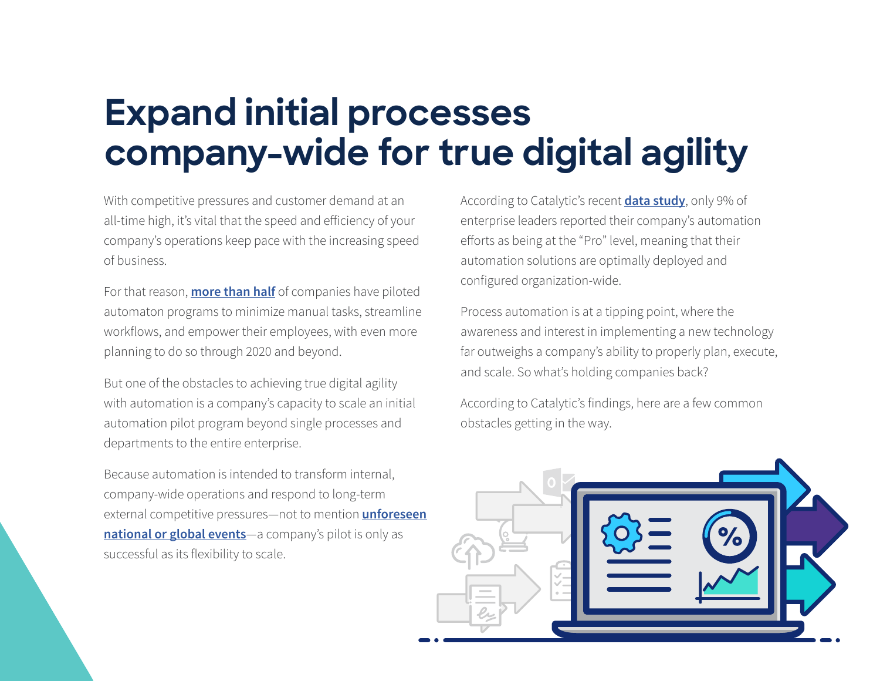# Expand initial processes company-wide for true digital agility

With competitive pressures and customer demand at an all-time high, it's vital that the speed and efficiency of your company's operations keep pace with the increasing speed of business.

For that reason, **more than half** of companies have piloted automaton programs to minimize manual tasks, streamline workflows, and empower their employees, with even more planning to do so through 2020 and beyond.

But one of the obstacles to achieving true digital agility with automation is a company's capacity to scale an initial automation pilot program beyond single processes and departments to the entire enterprise.

Because automation is intended to transform internal, company-wide operations and respond to long-term external competitive pressures—not to mention **unforeseen national or global events**—a company's pilot is only as successful as its flexibility to scale.

According to Catalytic's recent **data study**, only 9% of enterprise leaders reported their company's automation efforts as being at the "Pro" level, meaning that their automation solutions are optimally deployed and configured organization-wide.

Process automation is at a tipping point, where the awareness and interest in implementing a new technology far outweighs a company's ability to properly plan, execute, and scale. So what's holding companies back?

According to Catalytic's findings, here are a few common obstacles getting in the way.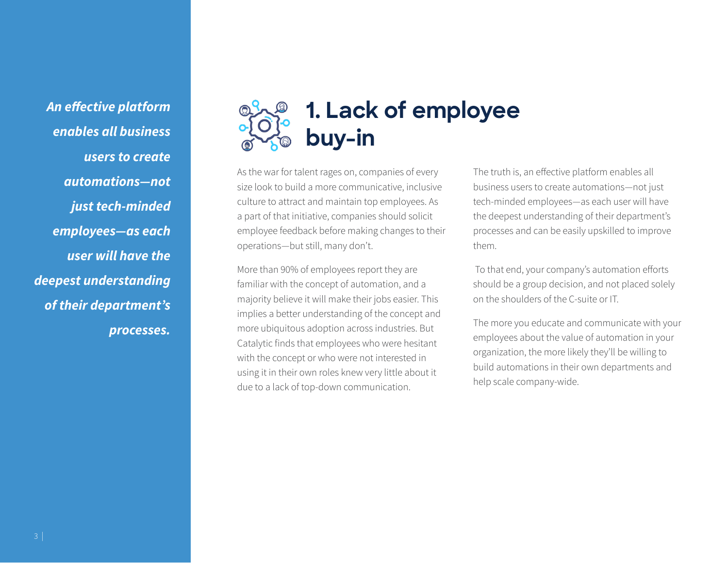*An effective platform enables all business users to create automations—not just tech-minded employees—as each user will have the deepest understanding of their department's processes.*

# 1. Lack of employee buy-in

As the war for talent rages on, companies of every size look to build a more communicative, inclusive culture to attract and maintain top employees. As a part of that initiative, companies should solicit employee feedback before making changes to their operations—but still, many don't.

More than 90% of employees report they are familiar with the concept of automation, and a majority believe it will make their jobs easier. This implies a better understanding of the concept and more ubiquitous adoption across industries. But Catalytic finds that employees who were hesitant with the concept or who were not interested in using it in their own roles knew very little about it due to a lack of top-down communication.

The truth is, an effective platform enables all business users to create automations—not just tech-minded employees—as each user will have the deepest understanding of their department's processes and can be easily upskilled to improve them.

To that end, your company's automation efforts should be a group decision, and not placed solely on the shoulders of the C-suite or IT.

The more you educate and communicate with your employees about the value of automation in your organization, the more likely they'll be willing to build automations in their own departments and help scale company-wide.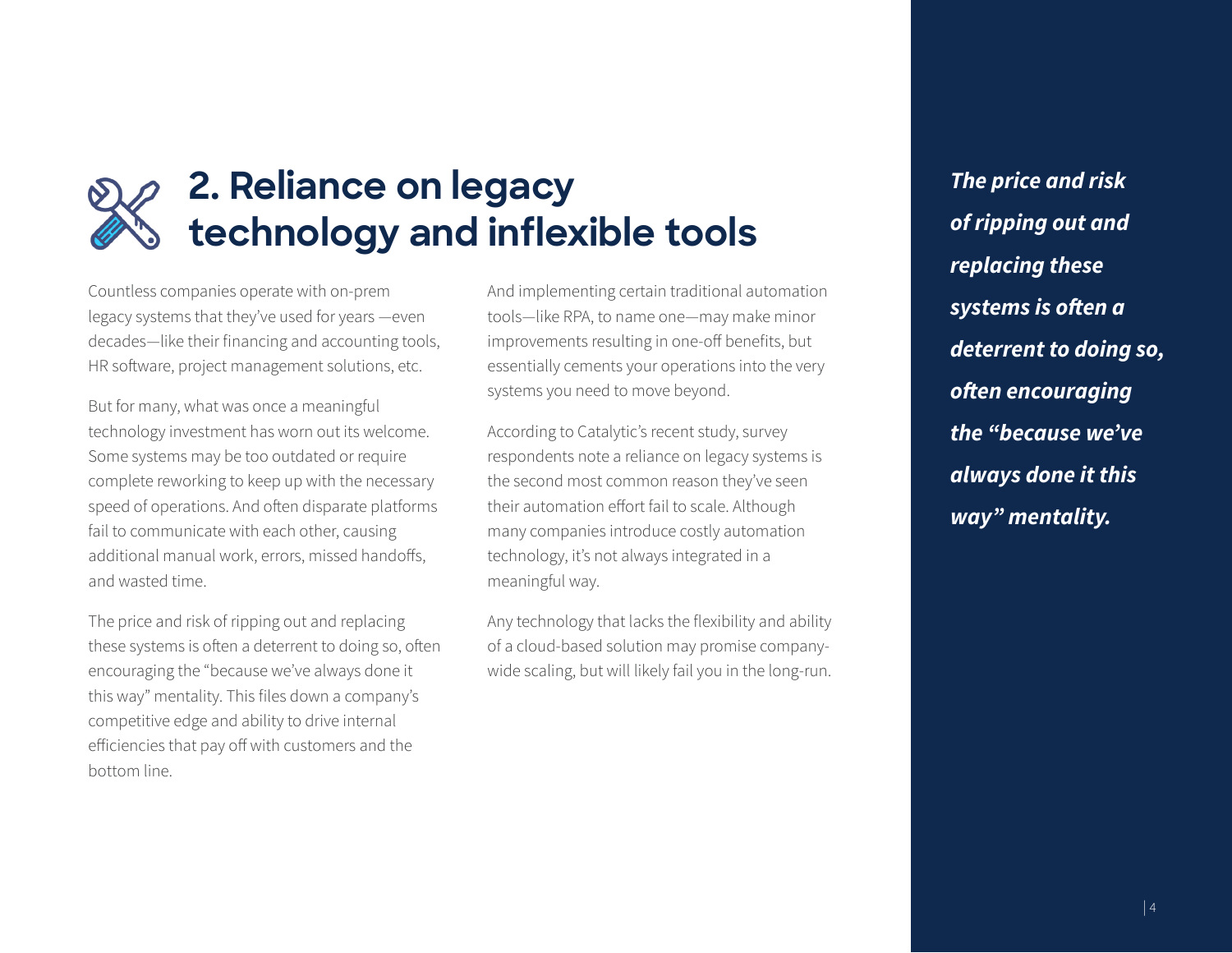## 2. Reliance on legacy technology and inflexible tools

Countless companies operate with on-prem legacy systems that they've used for years —even decades—like their financing and accounting tools, HR software, project management solutions, etc.

But for many, what was once a meaningful technology investment has worn out its welcome. Some systems may be too outdated or require complete reworking to keep up with the necessary speed of operations. And often disparate platforms fail to communicate with each other, causing additional manual work, errors, missed handoffs, and wasted time.

The price and risk of ripping out and replacing these systems is often a deterrent to doing so, often encouraging the "because we've always done it this way" mentality. This files down a company's competitive edge and ability to drive internal efficiencies that pay off with customers and the bottom line.

And implementing certain traditional automation tools—like RPA, to name one—may make minor improvements resulting in one-off benefits, but essentially cements your operations into the very systems you need to move beyond.

According to Catalytic's recent study, survey respondents note a reliance on legacy systems is the second most common reason they've seen their automation effort fail to scale. Although many companies introduce costly automation technology, it's not always integrated in a meaningful way.

Any technology that lacks the flexibility and ability of a cloud-based solution may promise company-wide scaling, but will likely fail you in the long-run.

***The price and risk of ripping out and replacing these systems is often a deterrent to doing so, often encouraging the "because we've always done it this way" mentality.***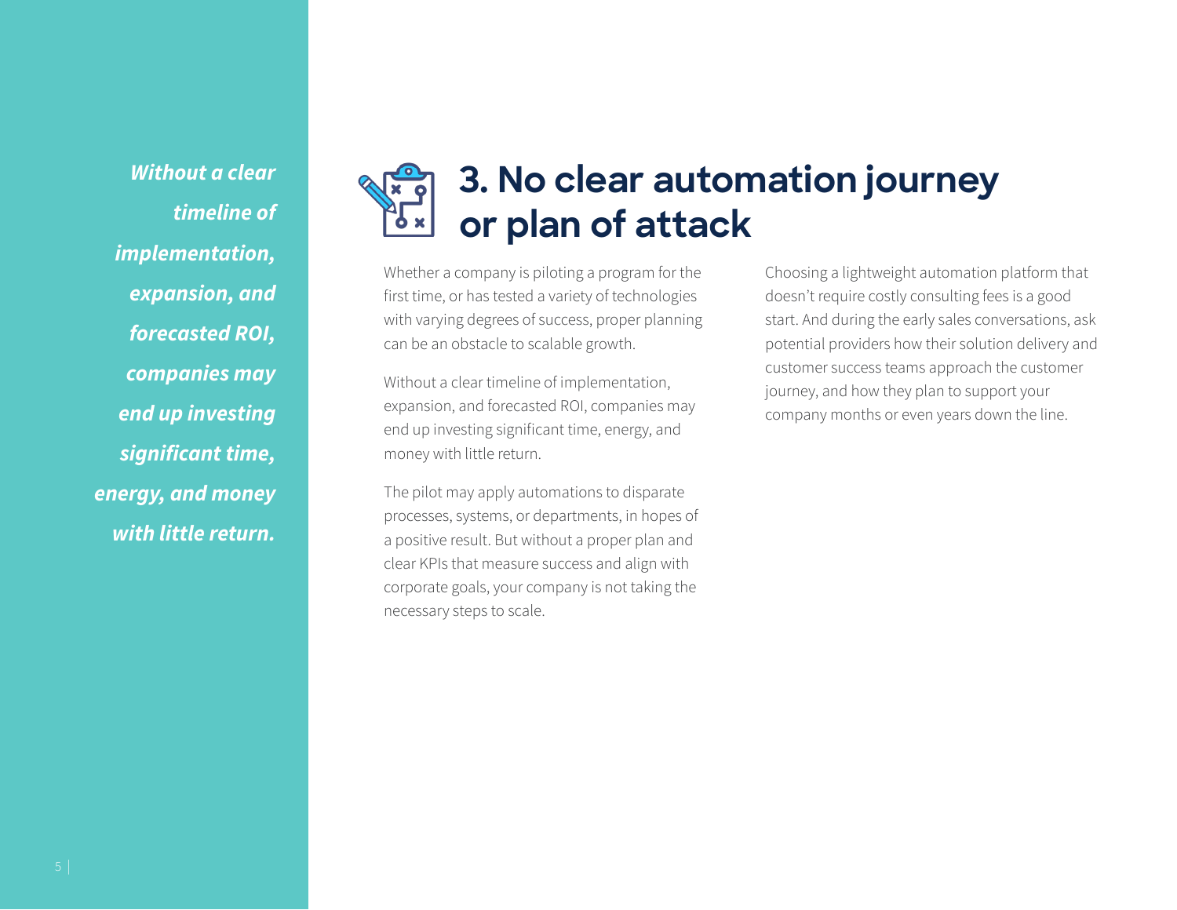*Without a clear timeline of implementation, expansion, and forecasted ROI, companies may end up investing significant time, energy, and money with little return.*

## 3. No clear automation journey or plan of attack

Whether a company is piloting a program for the first time, or has tested a variety of technologies with varying degrees of success, proper planning can be an obstacle to scalable growth.

Without a clear timeline of implementation, expansion, and forecasted ROI, companies may end up investing significant time, energy, and money with little return.

The pilot may apply automations to disparate processes, systems, or departments, in hopes of a positive result. But without a proper plan and clear KPIs that measure success and align with corporate goals, your company is not taking the necessary steps to scale.

Choosing a lightweight automation platform that doesn't require costly consulting fees is a good start. And during the early sales conversations, ask potential providers how their solution delivery and customer success teams approach the customer journey, and how they plan to support your company months or even years down the line.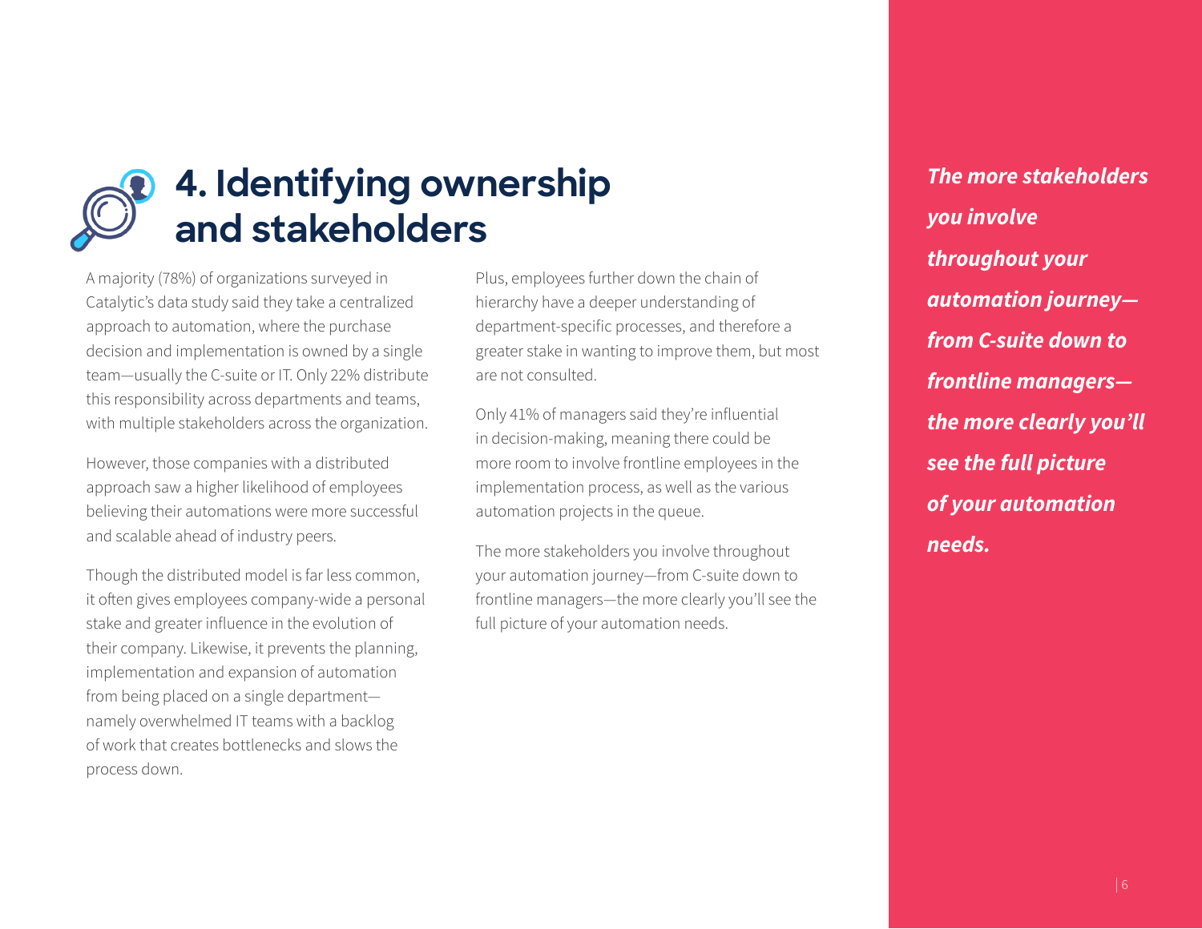# 4. Identifying ownership and stakeholders

A majority (78%) of organizations surveyed in Catalytic's data study said they take a centralized approach to automation, where the purchase decision and implementation is owned by a single team—usually the C-suite or IT. Only 22% distribute this responsibility across departments and teams, with multiple stakeholders across the organization.

However, those companies with a distributed approach saw a higher likelihood of employees believing their automations were more successful and scalable ahead of industry peers.

Though the distributed model is far less common, it often gives employees company-wide a personal stake and greater influence in the evolution of their company. Likewise, it prevents the planning, implementation and expansion of automation from being placed on a single department—namely overwhelmed IT teams with a backlog of work that creates bottlenecks and slows the process down.

Plus, employees further down the chain of hierarchy have a deeper understanding of department-specific processes, and therefore a greater stake in wanting to improve them, but most are not consulted.

Only 41% of managers said they're influential in decision-making, meaning there could be more room to involve frontline employees in the implementation process, as well as the various automation projects in the queue.

The more stakeholders you involve throughout your automation journey—from C-suite down to frontline managers—the more clearly you'll see the full picture of your automation needs.

***The more stakeholders you involve throughout your automation journey—from C-suite down to frontline managers—the more clearly you'll see the full picture of your automation needs.***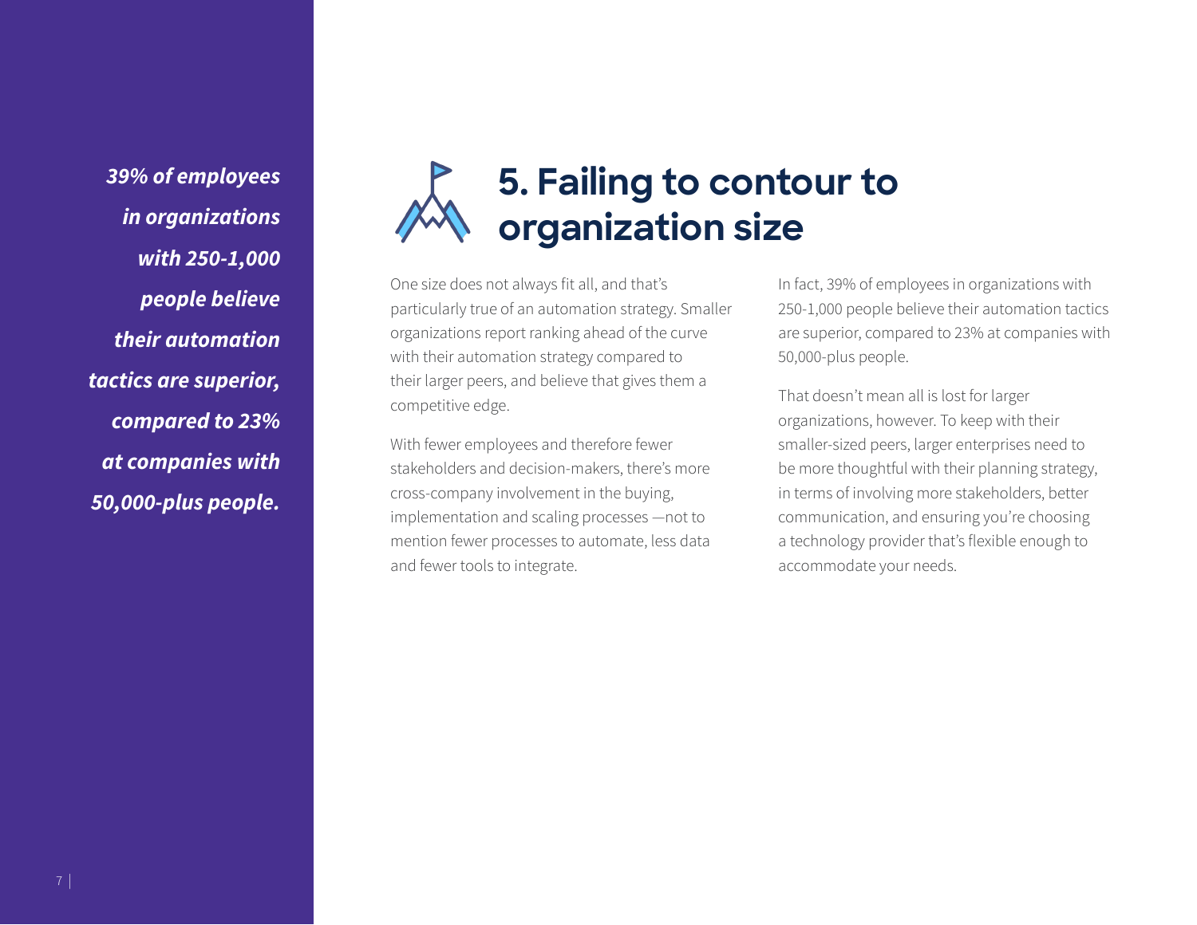*39% of employees in organizations with 250-1,000 people believe their automation tactics are superior, compared to 23% at companies with 50,000-plus people.*

# 5. Failing to contour to organization size

One size does not always fit all, and that's particularly true of an automation strategy. Smaller organizations report ranking ahead of the curve with their automation strategy compared to their larger peers, and believe that gives them a competitive edge.

With fewer employees and therefore fewer stakeholders and decision-makers, there's more cross-company involvement in the buying, implementation and scaling processes —not to mention fewer processes to automate, less data and fewer tools to integrate.

In fact, 39% of employees in organizations with 250-1,000 people believe their automation tactics are superior, compared to 23% at companies with 50,000-plus people.

That doesn't mean all is lost for larger organizations, however. To keep with their smaller-sized peers, larger enterprises need to be more thoughtful with their planning strategy, in terms of involving more stakeholders, better communication, and ensuring you're choosing a technology provider that's flexible enough to accommodate your needs.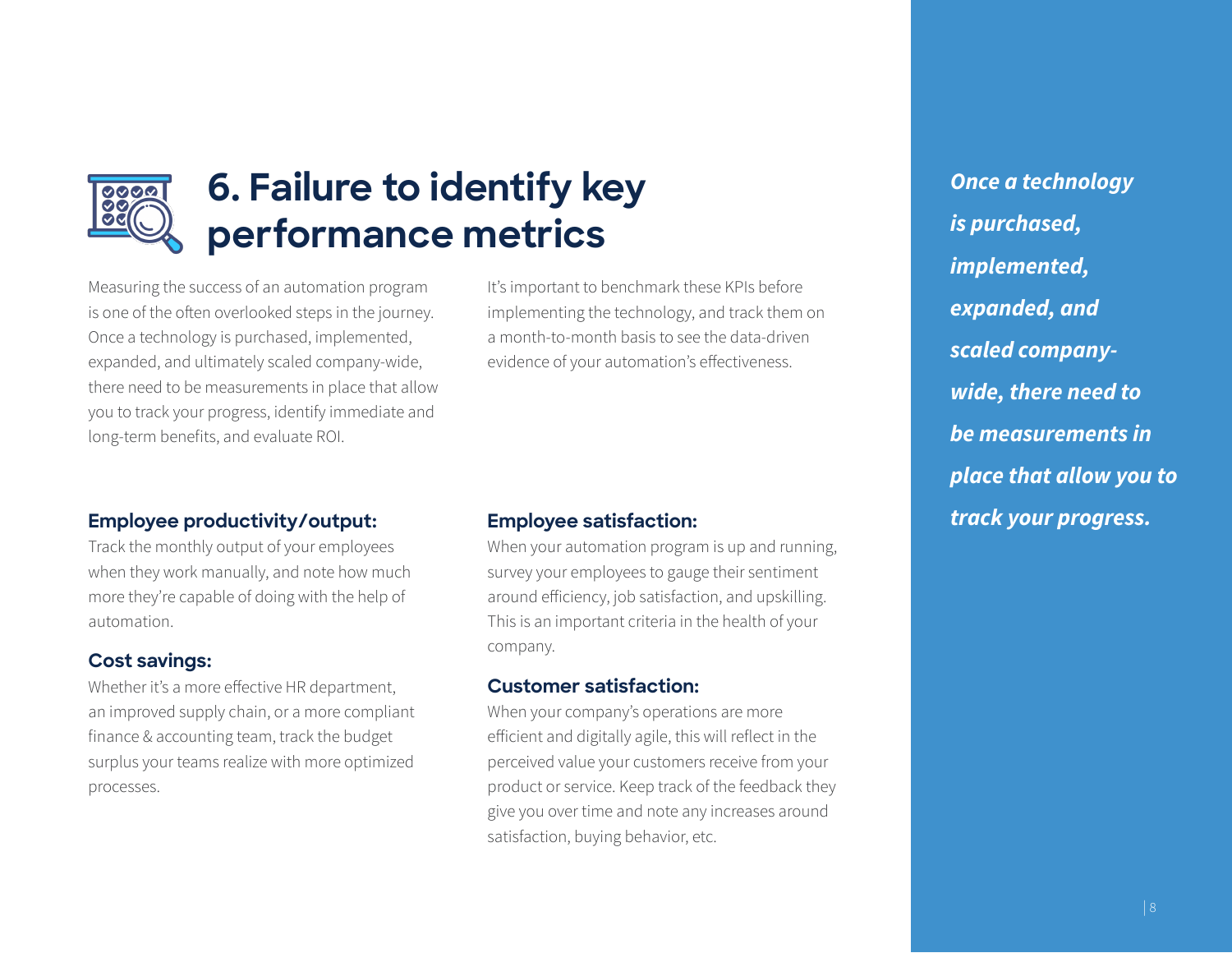# 6. Failure to identify key performance metrics

Measuring the success of an automation program is one of the often overlooked steps in the journey. Once a technology is purchased, implemented, expanded, and ultimately scaled company-wide, there need to be measurements in place that allow you to track your progress, identify immediate and long-term benefits, and evaluate ROI.

It's important to benchmark these KPIs before implementing the technology, and track them on a month-to-month basis to see the data-driven evidence of your automation's effectiveness.

### Employee productivity/output:

Track the monthly output of your employees when they work manually, and note how much more they're capable of doing with the help of automation.

### Cost savings:

Whether it's a more effective HR department, an improved supply chain, or a more compliant finance & accounting team, track the budget surplus your teams realize with more optimized processes.

### Employee satisfaction:

When your automation program is up and running, survey your employees to gauge their sentiment around efficiency, job satisfaction, and upskilling. This is an important criteria in the health of your company.

### Customer satisfaction:

When your company's operations are more efficient and digitally agile, this will reflect in the perceived value your customers receive from your product or service. Keep track of the feedback they give you over time and note any increases around satisfaction, buying behavior, etc.

***Once a technology is purchased, implemented, expanded, and scaled company-wide, there need to be measurements in place that allow you to track your progress.***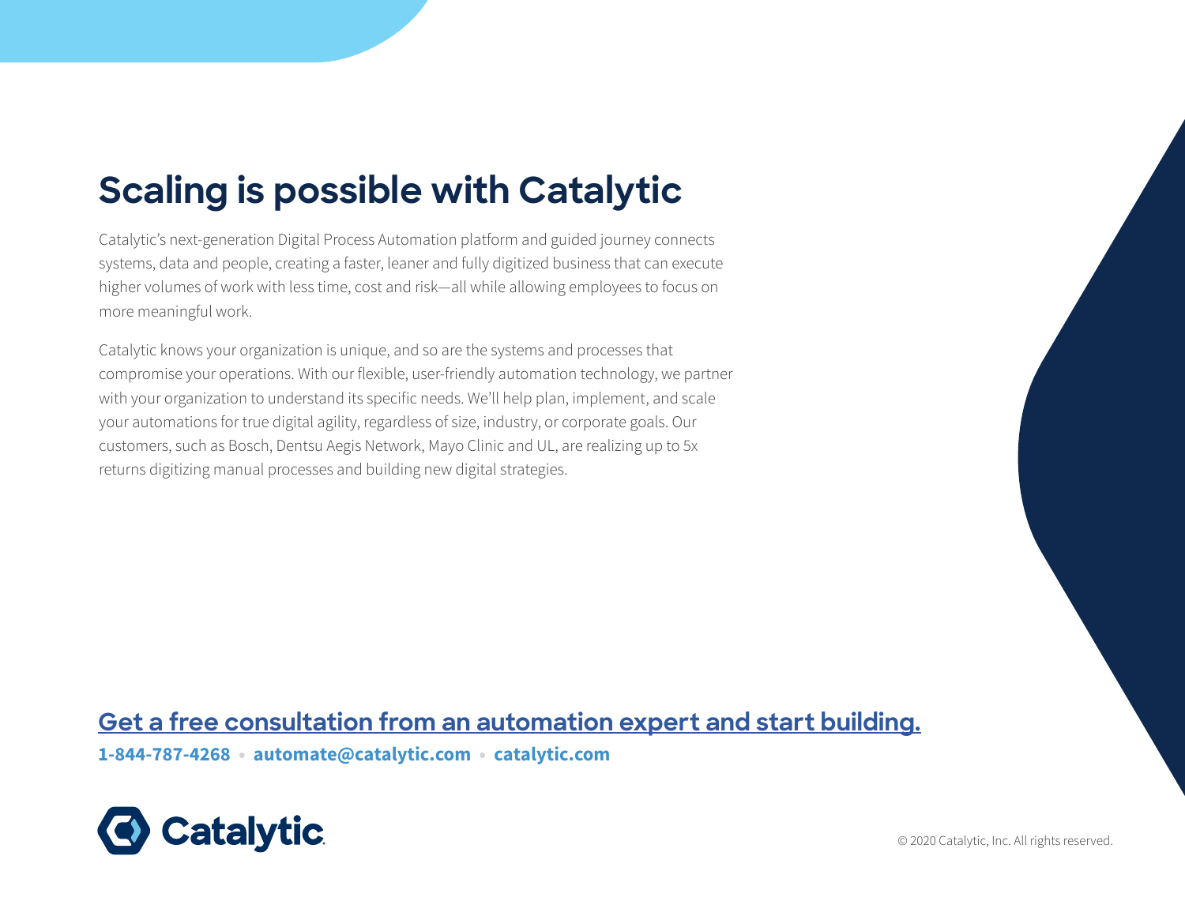# Scaling is possible with Catalytic

Catalytic's next-generation Digital Process Automation platform and guided journey connects systems, data and people, creating a faster, leaner and fully digitized business that can execute higher volumes of work with less time, cost and risk—all while allowing employees to focus on more meaningful work.

Catalytic knows your organization is unique, and so are the systems and processes that compromise your operations. With our flexible, user-friendly automation technology, we partner with your organization to understand its specific needs. We'll help plan, implement, and scale your automations for true digital agility, regardless of size, industry, or corporate goals. Our customers, such as Bosch, Dentsu Aegis Network, Mayo Clinic and UL, are realizing up to 5x returns digitizing manual processes and building new digital strategies.

**Get a free consultation from an automation expert and start building.**

**1-844-787-4268 • automate@catalytic.com • catalytic.com**

Catalytic

© 2020 Catalytic, Inc. All rights reserved.